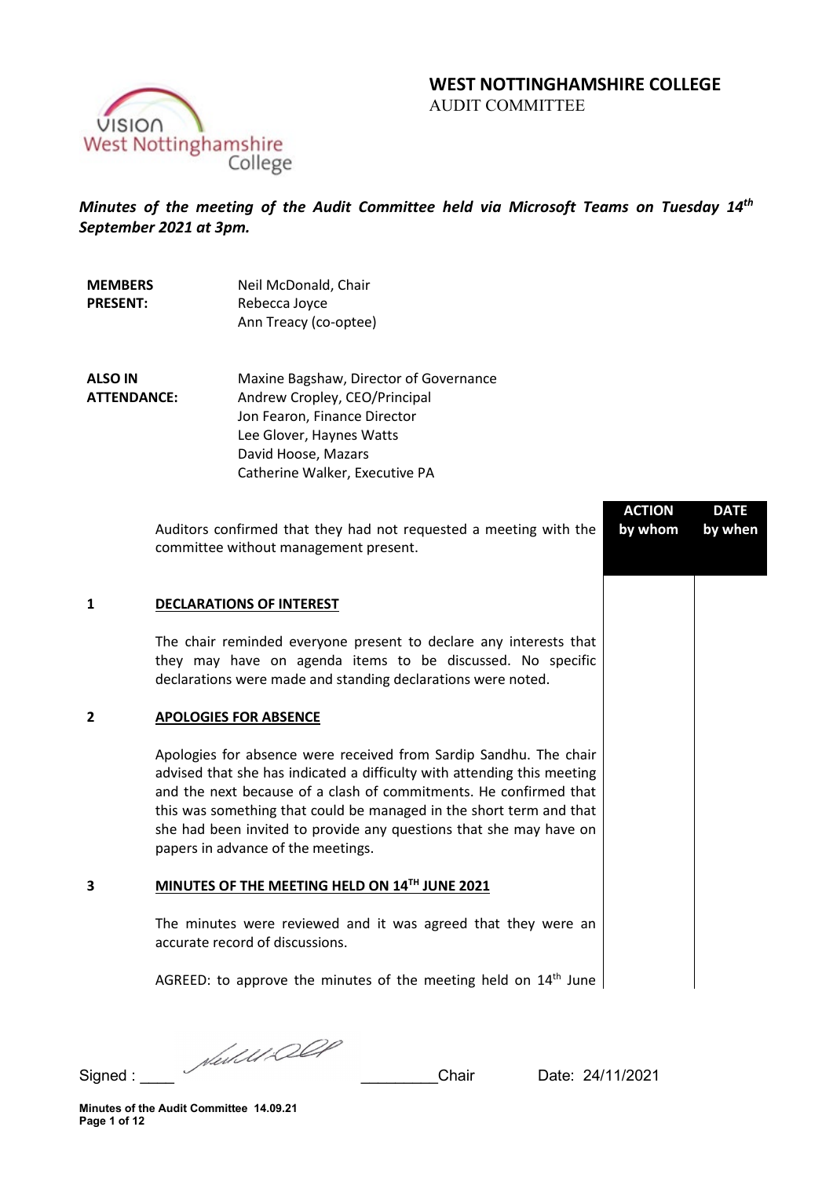# WEST NOTTINGHAMSHIRE COLLEGE
AUDIT COMMITTEE

***Minutes of the meeting of the Audit Committee held via Microsoft Teams on Tuesday 14th September 2021 at 3pm.***

| | |
|---|---|
| **MEMBERS PRESENT:** | Neil McDonald, Chair<br>Rebecca Joyce<br>Ann Treacy (co-optee) |
| **ALSO IN ATTENDANCE:** | Maxine Bagshaw, Director of Governance<br>Andrew Cropley, CEO/Principal<br>Jon Fearon, Finance Director<br>Lee Glover, Haynes Watts<br>David Hoose, Mazars<br>Catherine Walker, Executive PA |

| | | ACTION by whom | DATE by when |
|---|---|---|---|
| | Auditors confirmed that they had not requested a meeting with the committee without management present. | | |
| **1** | **DECLARATIONS OF INTEREST** | | |
| | The chair reminded everyone present to declare any interests that they may have on agenda items to be discussed. No specific declarations were made and standing declarations were noted. | | |
| **2** | **APOLOGIES FOR ABSENCE** | | |
| | Apologies for absence were received from Sardip Sandhu. The chair advised that she has indicated a difficulty with attending this meeting and the next because of a clash of commitments. He confirmed that this was something that could be managed in the short term and that she had been invited to provide any questions that she may have on papers in advance of the meetings. | | |
| **3** | **MINUTES OF THE MEETING HELD ON 14TH JUNE 2021** | | |
| | The minutes were reviewed and it was agreed that they were an accurate record of discussions. | | |
| | AGREED: to approve the minutes of the meeting held on 14th June | | |

Signed : ____ [signature] _________Chair Date: 24/11/2021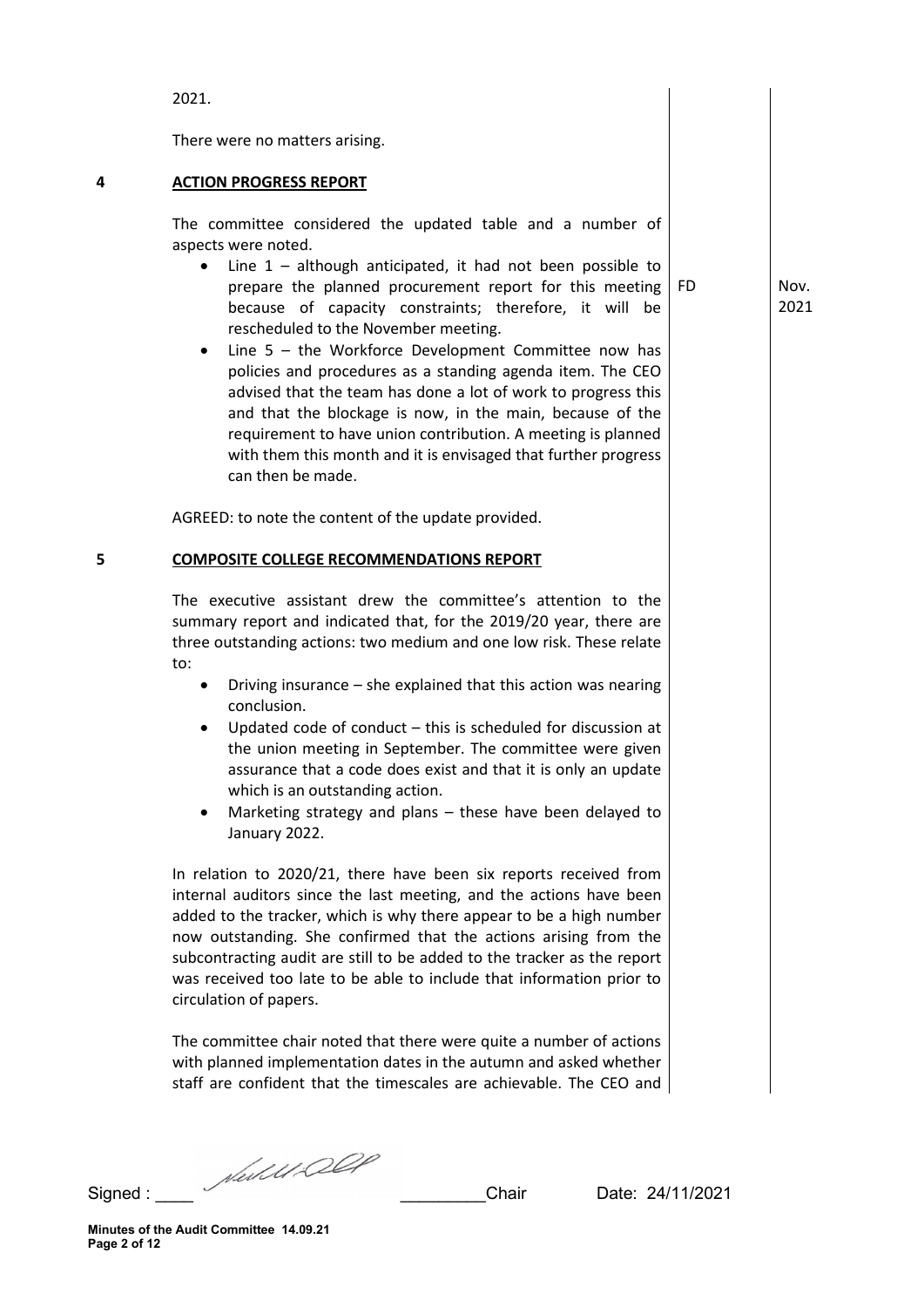2021.

There were no matters arising.

## 4 ACTION PROGRESS REPORT

The committee considered the updated table and a number of aspects were noted.

- Line 1 – although anticipated, it had not been possible to prepare the planned procurement report for this meeting because of capacity constraints; therefore, it will be rescheduled to the November meeting. — FD — Nov. 2021
- Line 5 – the Workforce Development Committee now has policies and procedures as a standing agenda item. The CEO advised that the team has done a lot of work to progress this and that the blockage is now, in the main, because of the requirement to have union contribution. A meeting is planned with them this month and it is envisaged that further progress can then be made.

AGREED: to note the content of the update provided.

## 5 COMPOSITE COLLEGE RECOMMENDATIONS REPORT

The executive assistant drew the committee's attention to the summary report and indicated that, for the 2019/20 year, there are three outstanding actions: two medium and one low risk. These relate to:

- Driving insurance – she explained that this action was nearing conclusion.
- Updated code of conduct – this is scheduled for discussion at the union meeting in September. The committee were given assurance that a code does exist and that it is only an update which is an outstanding action.
- Marketing strategy and plans – these have been delayed to January 2022.

In relation to 2020/21, there have been six reports received from internal auditors since the last meeting, and the actions have been added to the tracker, which is why there appear to be a high number now outstanding. She confirmed that the actions arising from the subcontracting audit are still to be added to the tracker as the report was received too late to be able to include that information prior to circulation of papers.

The committee chair noted that there were quite a number of actions with planned implementation dates in the autumn and asked whether staff are confident that the timescales are achievable. The CEO and

Signed : ____ [signature] _________Chair    Date: 24/11/2021

Minutes of the Audit Committee 14.09.21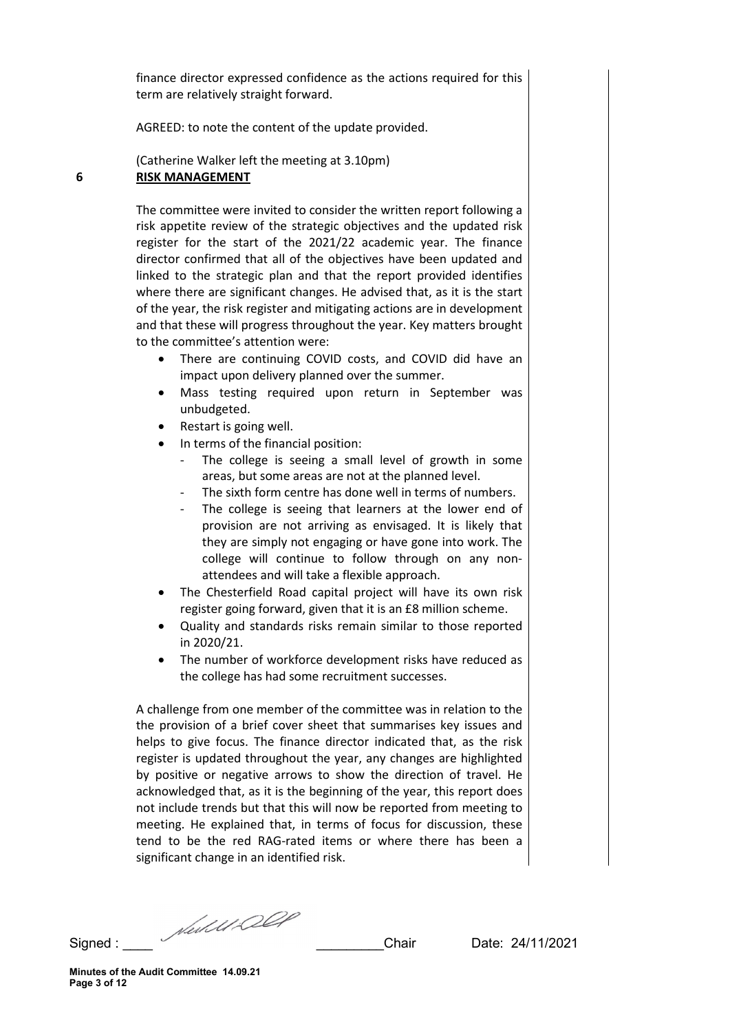finance director expressed confidence as the actions required for this term are relatively straight forward.

AGREED: to note the content of the update provided.

(Catherine Walker left the meeting at 3.10pm)

**6 RISK MANAGEMENT**

The committee were invited to consider the written report following a risk appetite review of the strategic objectives and the updated risk register for the start of the 2021/22 academic year. The finance director confirmed that all of the objectives have been updated and linked to the strategic plan and that the report provided identifies where there are significant changes. He advised that, as it is the start of the year, the risk register and mitigating actions are in development and that these will progress throughout the year. Key matters brought to the committee's attention were:

- There are continuing COVID costs, and COVID did have an impact upon delivery planned over the summer.
- Mass testing required upon return in September was unbudgeted.
- Restart is going well.
- In terms of the financial position:
  - The college is seeing a small level of growth in some areas, but some areas are not at the planned level.
  - The sixth form centre has done well in terms of numbers.
  - The college is seeing that learners at the lower end of provision are not arriving as envisaged. It is likely that they are simply not engaging or have gone into work. The college will continue to follow through on any non-attendees and will take a flexible approach.
- The Chesterfield Road capital project will have its own risk register going forward, given that it is an £8 million scheme.
- Quality and standards risks remain similar to those reported in 2020/21.
- The number of workforce development risks have reduced as the college has had some recruitment successes.

A challenge from one member of the committee was in relation to the the provision of a brief cover sheet that summarises key issues and helps to give focus. The finance director indicated that, as the risk register is updated throughout the year, any changes are highlighted by positive or negative arrows to show the direction of travel. He acknowledged that, as it is the beginning of the year, this report does not include trends but that this will now be reported from meeting to meeting. He explained that, in terms of focus for discussion, these tend to be the red RAG-rated items or where there has been a significant change in an identified risk.

Signed : ____ __________Chair Date: 24/11/2021

**Minutes of the Audit Committee 14.09.21**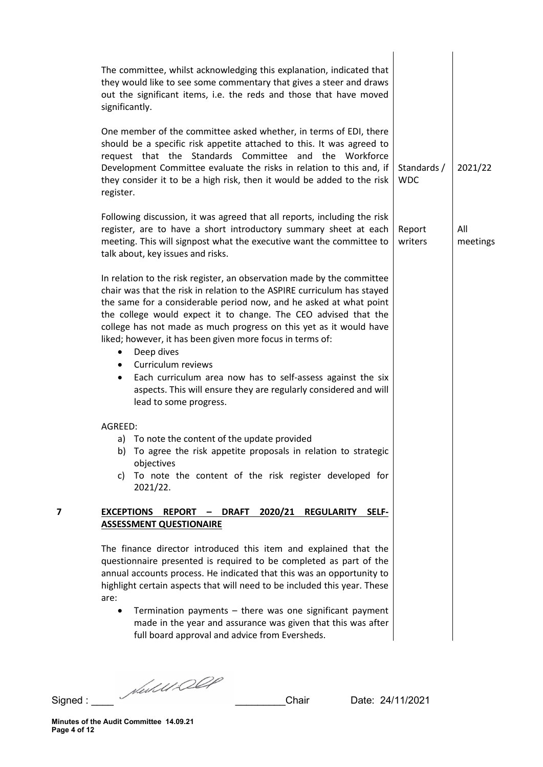The committee, whilst acknowledging this explanation, indicated that they would like to see some commentary that gives a steer and draws out the significant items, i.e. the reds and those that have moved significantly.

| | | |
|---|---|---|
| One member of the committee asked whether, in terms of EDI, there should be a specific risk appetite attached to this. It was agreed to request that the Standards Committee and the Workforce Development Committee evaluate the risks in relation to this and, if they consider it to be a high risk, then it would be added to the risk register. | Standards / WDC | 2021/22 |
| Following discussion, it was agreed that all reports, including the risk register, are to have a short introductory summary sheet at each meeting. This will signpost what the executive want the committee to talk about, key issues and risks. | Report writers | All meetings |

In relation to the risk register, an observation made by the committee chair was that the risk in relation to the ASPIRE curriculum has stayed the same for a considerable period now, and he asked at what point the college would expect it to change. The CEO advised that the college has not made as much progress on this yet as it would have liked; however, it has been given more focus in terms of:

- Deep dives
- Curriculum reviews
- Each curriculum area now has to self-assess against the six aspects. This will ensure they are regularly considered and will lead to some progress.

AGREED:

a) To note the content of the update provided
b) To agree the risk appetite proposals in relation to strategic objectives
c) To note the content of the risk register developed for 2021/22.

## 7 EXCEPTIONS REPORT – DRAFT 2020/21 REGULARITY SELF-ASSESSMENT QUESTIONAIRE

The finance director introduced this item and explained that the questionnaire presented is required to be completed as part of the annual accounts process. He indicated that this was an opportunity to highlight certain aspects that will need to be included this year. These are:

- Termination payments – there was one significant payment made in the year and assurance was given that this was after full board approval and advice from Eversheds.

Signed : ____ ____________Chair Date: 24/11/2021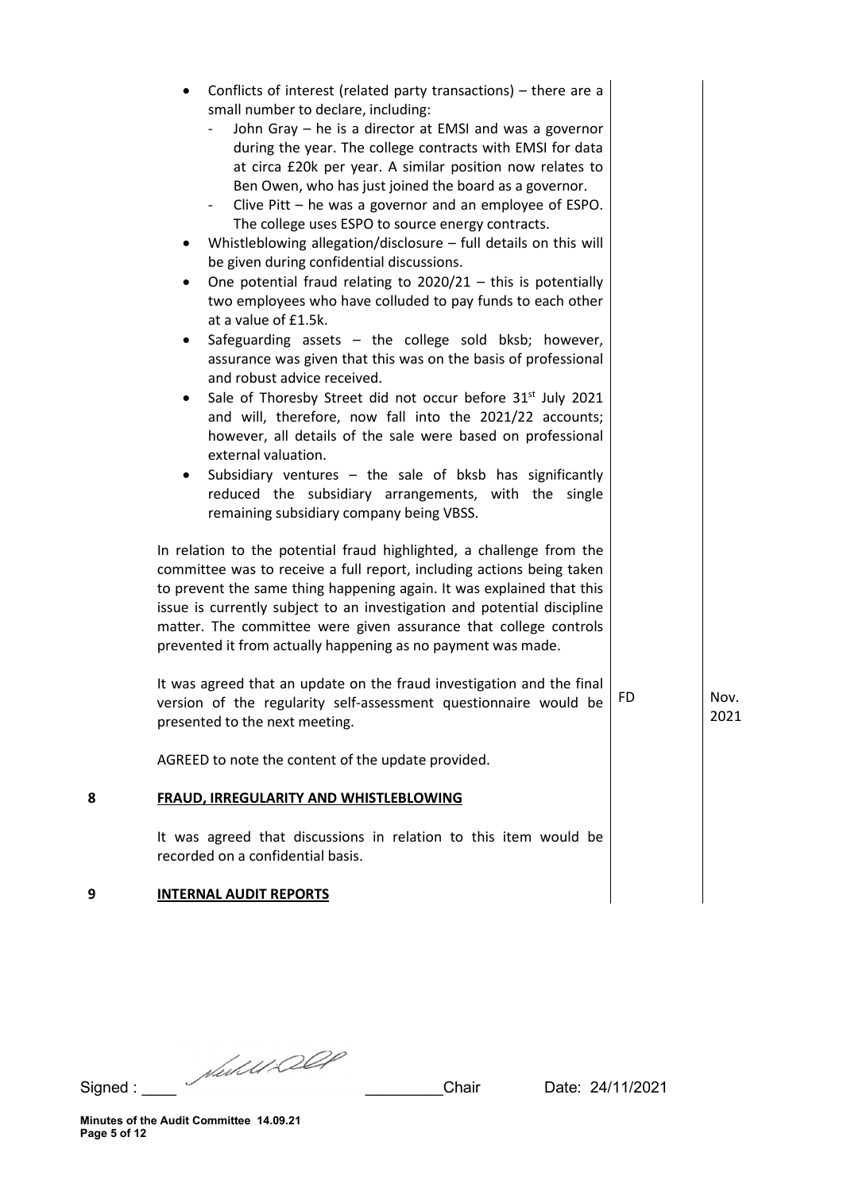- Conflicts of interest (related party transactions) – there are a small number to declare, including:
  - John Gray – he is a director at EMSI and was a governor during the year. The college contracts with EMSI for data at circa £20k per year. A similar position now relates to Ben Owen, who has just joined the board as a governor.
  - Clive Pitt – he was a governor and an employee of ESPO. The college uses ESPO to source energy contracts.
- Whistleblowing allegation/disclosure – full details on this will be given during confidential discussions.
- One potential fraud relating to 2020/21 – this is potentially two employees who have colluded to pay funds to each other at a value of £1.5k.
- Safeguarding assets – the college sold bksb; however, assurance was given that this was on the basis of professional and robust advice received.
- Sale of Thoresby Street did not occur before 31st July 2021 and will, therefore, now fall into the 2021/22 accounts; however, all details of the sale were based on professional external valuation.
- Subsidiary ventures – the sale of bksb has significantly reduced the subsidiary arrangements, with the single remaining subsidiary company being VBSS.

In relation to the potential fraud highlighted, a challenge from the committee was to receive a full report, including actions being taken to prevent the same thing happening again. It was explained that this issue is currently subject to an investigation and potential discipline matter. The committee were given assurance that college controls prevented it from actually happening as no payment was made.

| | | |
|---|---|---|
| It was agreed that an update on the fraud investigation and the final version of the regularity self-assessment questionnaire would be presented to the next meeting. | FD | Nov. 2021 |

AGREED to note the content of the update provided.

## 8 FRAUD, IRREGULARITY AND WHISTLEBLOWING

It was agreed that discussions in relation to this item would be recorded on a confidential basis.

## 9 INTERNAL AUDIT REPORTS

Signed : ____ [signature] _________Chair Date: 24/11/2021

Minutes of the Audit Committee 14.09.21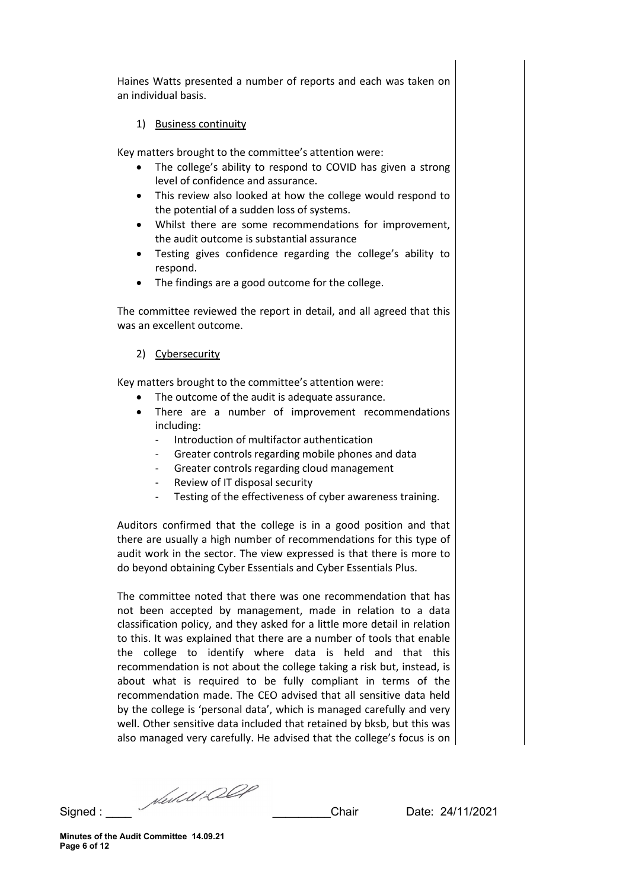Haines Watts presented a number of reports and each was taken on an individual basis.

1) Business continuity

Key matters brought to the committee's attention were:

- The college's ability to respond to COVID has given a strong level of confidence and assurance.
- This review also looked at how the college would respond to the potential of a sudden loss of systems.
- Whilst there are some recommendations for improvement, the audit outcome is substantial assurance
- Testing gives confidence regarding the college's ability to respond.
- The findings are a good outcome for the college.

The committee reviewed the report in detail, and all agreed that this was an excellent outcome.

2) Cybersecurity

Key matters brought to the committee's attention were:

- The outcome of the audit is adequate assurance.
- There are a number of improvement recommendations including:
  - Introduction of multifactor authentication
  - Greater controls regarding mobile phones and data
  - Greater controls regarding cloud management
  - Review of IT disposal security
  - Testing of the effectiveness of cyber awareness training.

Auditors confirmed that the college is in a good position and that there are usually a high number of recommendations for this type of audit work in the sector. The view expressed is that there is more to do beyond obtaining Cyber Essentials and Cyber Essentials Plus.

The committee noted that there was one recommendation that has not been accepted by management, made in relation to a data classification policy, and they asked for a little more detail in relation to this. It was explained that there are a number of tools that enable the college to identify where data is held and that this recommendation is not about the college taking a risk but, instead, is about what is required to be fully compliant in terms of the recommendation made. The CEO advised that all sensitive data held by the college is 'personal data', which is managed carefully and very well. Other sensitive data included that retained by bksb, but this was also managed very carefully. He advised that the college's focus is on

Signed : ____ __________Chair Date: 24/11/2021

Minutes of the Audit Committee 14.09.21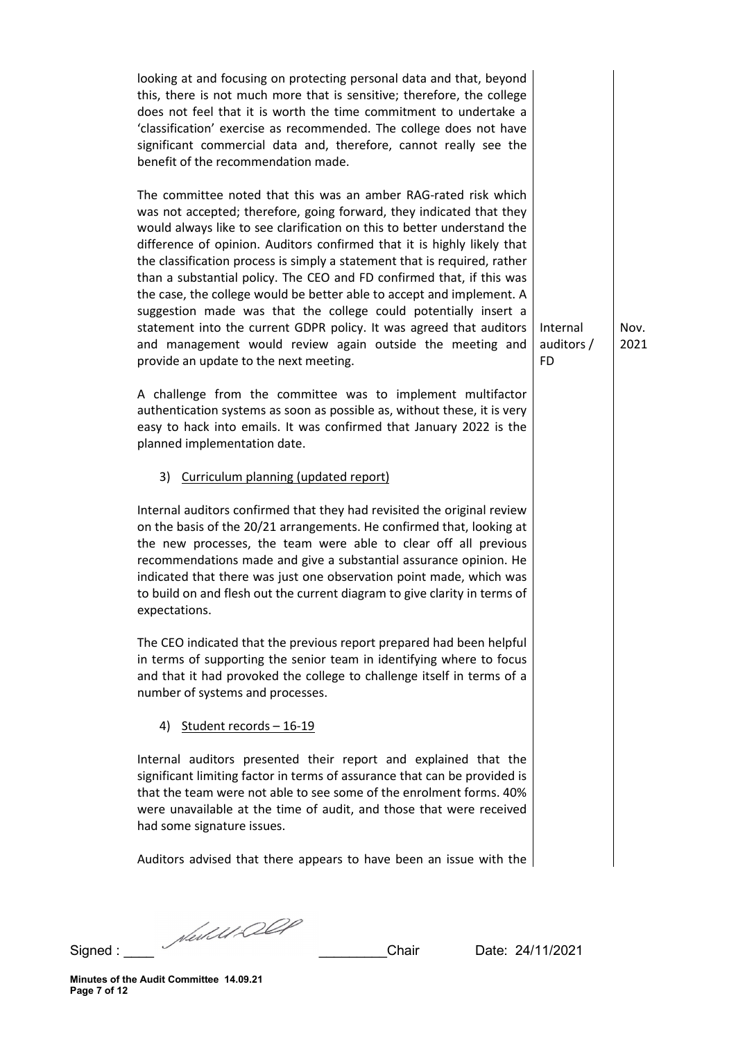| | | |
|---|---|---|
| looking at and focusing on protecting personal data and that, beyond this, there is not much more that is sensitive; therefore, the college does not feel that it is worth the time commitment to undertake a 'classification' exercise as recommended. The college does not have significant commercial data and, therefore, cannot really see the benefit of the recommendation made. | | |
| The committee noted that this was an amber RAG-rated risk which was not accepted; therefore, going forward, they indicated that they would always like to see clarification on this to better understand the difference of opinion. Auditors confirmed that it is highly likely that the classification process is simply a statement that is required, rather than a substantial policy. The CEO and FD confirmed that, if this was the case, the college would be better able to accept and implement. A suggestion made was that the college could potentially insert a statement into the current GDPR policy. It was agreed that auditors and management would review again outside the meeting and provide an update to the next meeting. | Internal auditors / FD | Nov. 2021 |
| A challenge from the committee was to implement multifactor authentication systems as soon as possible as, without these, it is very easy to hack into emails. It was confirmed that January 2022 is the planned implementation date. | | |
| 3) Curriculum planning (updated report) | | |
| Internal auditors confirmed that they had revisited the original review on the basis of the 20/21 arrangements. He confirmed that, looking at the new processes, the team were able to clear off all previous recommendations made and give a substantial assurance opinion. He indicated that there was just one observation point made, which was to build on and flesh out the current diagram to give clarity in terms of expectations. | | |
| The CEO indicated that the previous report prepared had been helpful in terms of supporting the senior team in identifying where to focus and that it had provoked the college to challenge itself in terms of a number of systems and processes. | | |
| 4) Student records – 16-19 | | |
| Internal auditors presented their report and explained that the significant limiting factor in terms of assurance that can be provided is that the team were not able to see some of the enrolment forms. 40% were unavailable at the time of audit, and those that were received had some signature issues. | | |
| Auditors advised that there appears to have been an issue with the | | |

Signed : ____ __________Chair Date: 24/11/2021

**Minutes of the Audit Committee 14.09.21**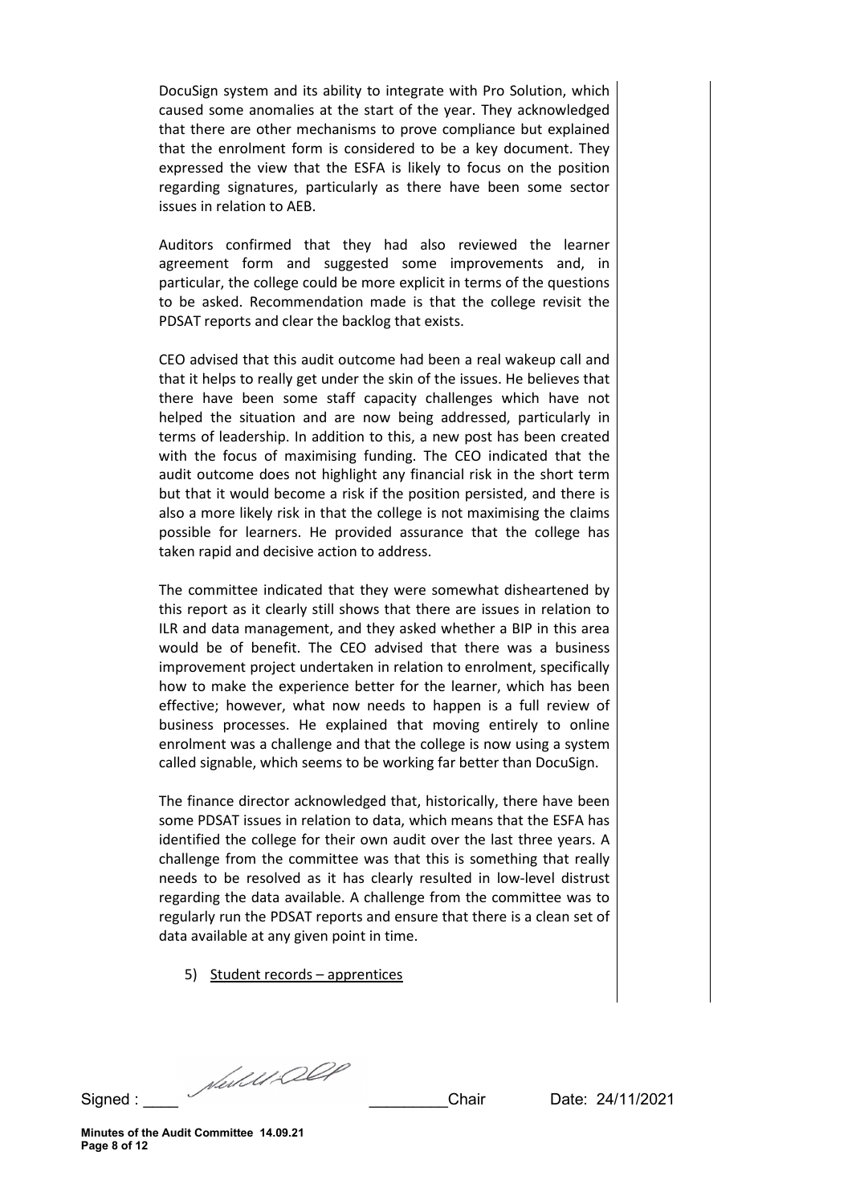DocuSign system and its ability to integrate with Pro Solution, which caused some anomalies at the start of the year. They acknowledged that there are other mechanisms to prove compliance but explained that the enrolment form is considered to be a key document. They expressed the view that the ESFA is likely to focus on the position regarding signatures, particularly as there have been some sector issues in relation to AEB.

Auditors confirmed that they had also reviewed the learner agreement form and suggested some improvements and, in particular, the college could be more explicit in terms of the questions to be asked. Recommendation made is that the college revisit the PDSAT reports and clear the backlog that exists.

CEO advised that this audit outcome had been a real wakeup call and that it helps to really get under the skin of the issues. He believes that there have been some staff capacity challenges which have not helped the situation and are now being addressed, particularly in terms of leadership. In addition to this, a new post has been created with the focus of maximising funding. The CEO indicated that the audit outcome does not highlight any financial risk in the short term but that it would become a risk if the position persisted, and there is also a more likely risk in that the college is not maximising the claims possible for learners. He provided assurance that the college has taken rapid and decisive action to address.

The committee indicated that they were somewhat disheartened by this report as it clearly still shows that there are issues in relation to ILR and data management, and they asked whether a BIP in this area would be of benefit. The CEO advised that there was a business improvement project undertaken in relation to enrolment, specifically how to make the experience better for the learner, which has been effective; however, what now needs to happen is a full review of business processes. He explained that moving entirely to online enrolment was a challenge and that the college is now using a system called signable, which seems to be working far better than DocuSign.

The finance director acknowledged that, historically, there have been some PDSAT issues in relation to data, which means that the ESFA has identified the college for their own audit over the last three years. A challenge from the committee was that this is something that really needs to be resolved as it has clearly resulted in low-level distrust regarding the data available. A challenge from the committee was to regularly run the PDSAT reports and ensure that there is a clean set of data available at any given point in time.

5) <u>Student records – apprentices</u>

Signed : ____ _________Chair Date: 24/11/2021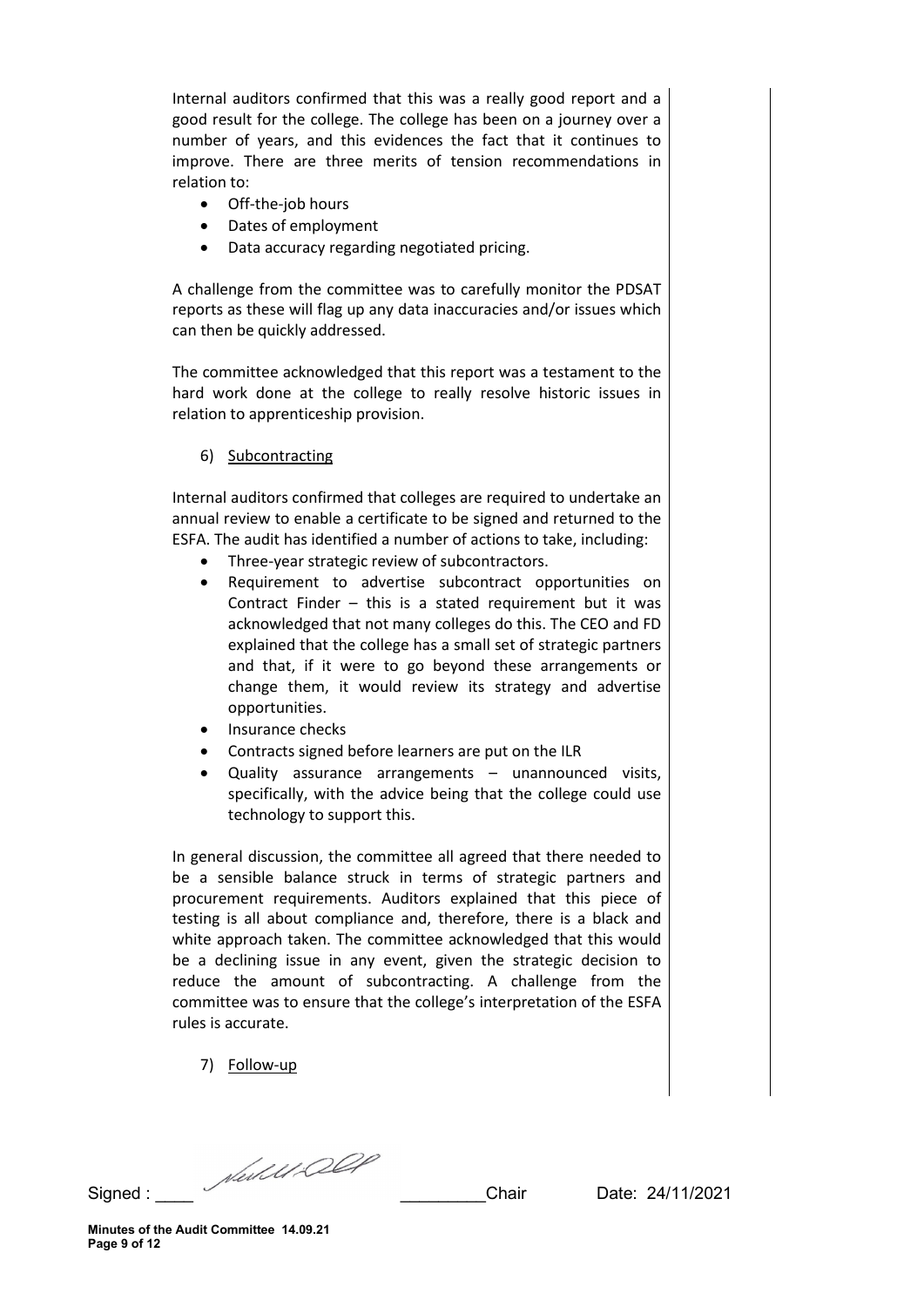Internal auditors confirmed that this was a really good report and a good result for the college. The college has been on a journey over a number of years, and this evidences the fact that it continues to improve. There are three merits of tension recommendations in relation to:

- Off-the-job hours
- Dates of employment
- Data accuracy regarding negotiated pricing.

A challenge from the committee was to carefully monitor the PDSAT reports as these will flag up any data inaccuracies and/or issues which can then be quickly addressed.

The committee acknowledged that this report was a testament to the hard work done at the college to really resolve historic issues in relation to apprenticeship provision.

6) Subcontracting

Internal auditors confirmed that colleges are required to undertake an annual review to enable a certificate to be signed and returned to the ESFA. The audit has identified a number of actions to take, including:

- Three-year strategic review of subcontractors.
- Requirement to advertise subcontract opportunities on Contract Finder – this is a stated requirement but it was acknowledged that not many colleges do this. The CEO and FD explained that the college has a small set of strategic partners and that, if it were to go beyond these arrangements or change them, it would review its strategy and advertise opportunities.
- Insurance checks
- Contracts signed before learners are put on the ILR
- Quality assurance arrangements – unannounced visits, specifically, with the advice being that the college could use technology to support this.

In general discussion, the committee all agreed that there needed to be a sensible balance struck in terms of strategic partners and procurement requirements. Auditors explained that this piece of testing is all about compliance and, therefore, there is a black and white approach taken. The committee acknowledged that this would be a declining issue in any event, given the strategic decision to reduce the amount of subcontracting. A challenge from the committee was to ensure that the college's interpretation of the ESFA rules is accurate.

7) Follow-up

Signed : ____ _________Chair Date: 24/11/2021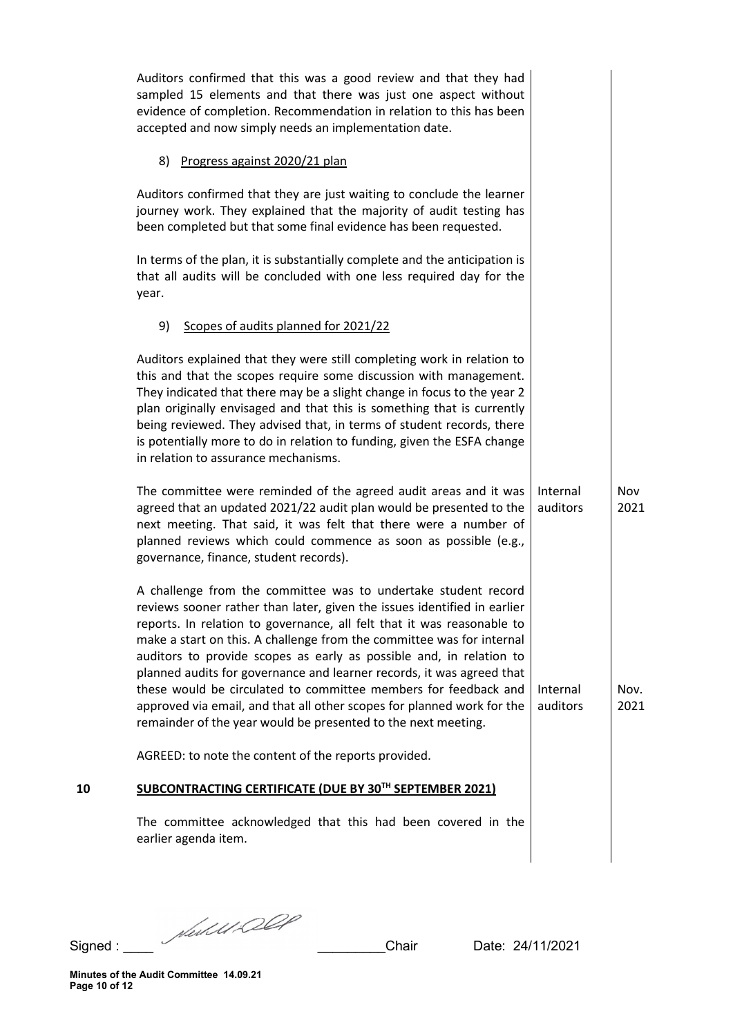Auditors confirmed that this was a good review and that they had sampled 15 elements and that there was just one aspect without evidence of completion. Recommendation in relation to this has been accepted and now simply needs an implementation date.

8) Progress against 2020/21 plan

Auditors confirmed that they are just waiting to conclude the learner journey work. They explained that the majority of audit testing has been completed but that some final evidence has been requested.

In terms of the plan, it is substantially complete and the anticipation is that all audits will be concluded with one less required day for the year.

9) Scopes of audits planned for 2021/22

Auditors explained that they were still completing work in relation to this and that the scopes require some discussion with management. They indicated that there may be a slight change in focus to the year 2 plan originally envisaged and that this is something that is currently being reviewed. They advised that, in terms of student records, there is potentially more to do in relation to funding, given the ESFA change in relation to assurance mechanisms.

| | | |
|---|---|---|
| The committee were reminded of the agreed audit areas and it was agreed that an updated 2021/22 audit plan would be presented to the next meeting. That said, it was felt that there were a number of planned reviews which could commence as soon as possible (e.g., governance, finance, student records). | Internal auditors | Nov 2021 |
| A challenge from the committee was to undertake student record reviews sooner rather than later, given the issues identified in earlier reports. In relation to governance, all felt that it was reasonable to make a start on this. A challenge from the committee was for internal auditors to provide scopes as early as possible and, in relation to planned audits for governance and learner records, it was agreed that these would be circulated to committee members for feedback and approved via email, and that all other scopes for planned work for the remainder of the year would be presented to the next meeting. | Internal auditors | Nov. 2021 |

AGREED: to note the content of the reports provided.

## 10 SUBCONTRACTING CERTIFICATE (DUE BY 30TH SEPTEMBER 2021)

The committee acknowledged that this had been covered in the earlier agenda item.

Signed : ____ [signature] _________Chair Date: 24/11/2021

**Minutes of the Audit Committee 14.09.21**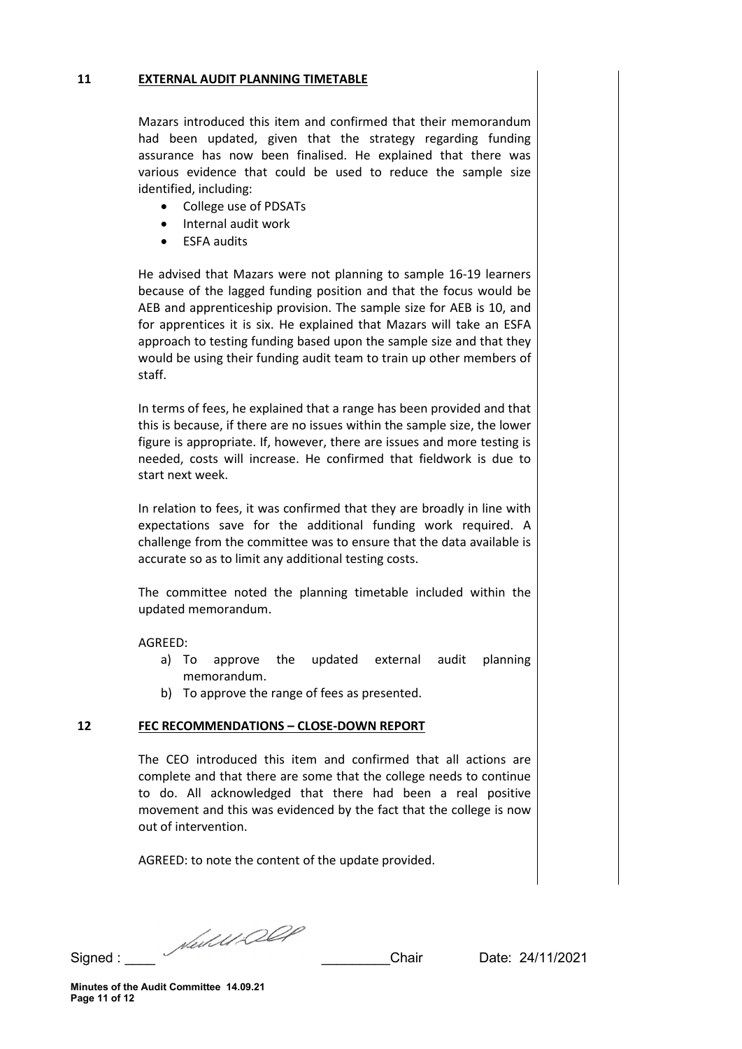## 11 EXTERNAL AUDIT PLANNING TIMETABLE

Mazars introduced this item and confirmed that their memorandum had been updated, given that the strategy regarding funding assurance has now been finalised. He explained that there was various evidence that could be used to reduce the sample size identified, including:

- College use of PDSATs
- Internal audit work
- ESFA audits

He advised that Mazars were not planning to sample 16-19 learners because of the lagged funding position and that the focus would be AEB and apprenticeship provision. The sample size for AEB is 10, and for apprentices it is six. He explained that Mazars will take an ESFA approach to testing funding based upon the sample size and that they would be using their funding audit team to train up other members of staff.

In terms of fees, he explained that a range has been provided and that this is because, if there are no issues within the sample size, the lower figure is appropriate. If, however, there are issues and more testing is needed, costs will increase. He confirmed that fieldwork is due to start next week.

In relation to fees, it was confirmed that they are broadly in line with expectations save for the additional funding work required. A challenge from the committee was to ensure that the data available is accurate so as to limit any additional testing costs.

The committee noted the planning timetable included within the updated memorandum.

AGREED:

a) To approve the updated external audit planning memorandum.
b) To approve the range of fees as presented.

## 12 FEC RECOMMENDATIONS – CLOSE-DOWN REPORT

The CEO introduced this item and confirmed that all actions are complete and that there are some that the college needs to continue to do. All acknowledged that there had been a real positive movement and this was evidenced by the fact that the college is now out of intervention.

AGREED: to note the content of the update provided.

Signed : \_\_\_\_ \_\_\_\_\_\_\_\_\_Chair Date: 24/11/2021

**Minutes of the Audit Committee 14.09.21**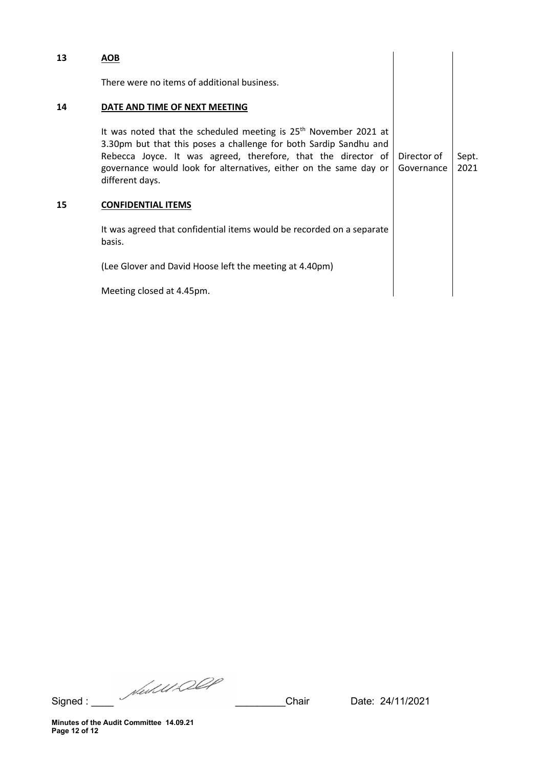| | | | |
|---|---|---|---|
| **13** | **AOB** | | |
| | There were no items of additional business. | | |
| **14** | **DATE AND TIME OF NEXT MEETING** | | |
| | It was noted that the scheduled meeting is 25th November 2021 at 3.30pm but that this poses a challenge for both Sardip Sandhu and Rebecca Joyce. It was agreed, therefore, that the director of governance would look for alternatives, either on the same day or different days. | Director of Governance | Sept. 2021 |
| **15** | **CONFIDENTIAL ITEMS** | | |
| | It was agreed that confidential items would be recorded on a separate basis. | | |
| | (Lee Glover and David Hoose left the meeting at 4.40pm) | | |
| | Meeting closed at 4.45pm. | | |

Signed : ____ ________Chair Date: 24/11/2021

**Minutes of the Audit Committee 14.09.21**